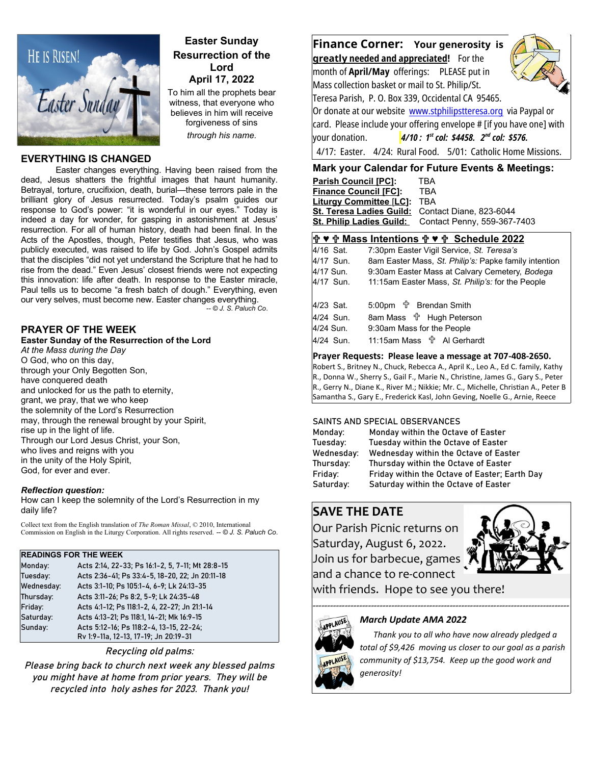# Easter Sunday
## Resurrection of the Lord
## April 17, 2022

To him all the prophets bear witness, that everyone who believes in him will receive forgiveness of sins *through his name.*

## EVERYTHING IS CHANGED

Easter changes everything. Having been raised from the dead, Jesus shatters the frightful images that haunt humanity. Betrayal, torture, crucifixion, death, burial—these terrors pale in the brilliant glory of Jesus resurrected. Today's psalm guides our response to God's power: "it is wonderful in our eyes." Today is indeed a day for wonder, for gasping in astonishment at Jesus' resurrection. For all of human history, death had been final. In the Acts of the Apostles, though, Peter testifies that Jesus, who was publicly executed, was raised to life by God. John's Gospel admits that the disciples "did not yet understand the Scripture that he had to rise from the dead." Even Jesus' closest friends were not expecting this innovation: life after death. In response to the Easter miracle, Paul tells us to become "a fresh batch of dough." Everything, even our very selves, must become new. Easter changes everything.

*-- © J. S. Paluch Co.*

## PRAYER OF THE WEEK

**Easter Sunday of the Resurrection of the Lord**

*At the Mass during the Day*

O God, who on this day,
through your Only Begotten Son,
have conquered death
and unlocked for us the path to eternity,
grant, we pray, that we who keep
the solemnity of the Lord's Resurrection
may, through the renewal brought by your Spirit,
rise up in the light of life.
Through our Lord Jesus Christ, your Son,
who lives and reigns with you
in the unity of the Holy Spirit,
God, for ever and ever.

***Reflection question:***
How can I keep the solemnity of the Lord's Resurrection in my daily life?

Collect text from the English translation of *The Roman Missal*, © 2010, International Commission on English in the Liturgy Corporation. All rights reserved. *-- © J. S. Paluch Co.*

| READINGS FOR THE WEEK | |
|---|---|
| Monday: | Acts 2:14, 22-33; Ps 16:1-2, 5, 7-11; Mt 28:8-15 |
| Tuesday: | Acts 2:36-41; Ps 33:4-5, 18-20, 22; Jn 20:11-18 |
| Wednesday: | Acts 3:1-10; Ps 105:1-4, 6-9; Lk 24:13-35 |
| Thursday: | Acts 3:11-26; Ps 8:2, 5-9; Lk 24:35-48 |
| Friday: | Acts 4:1-12; Ps 118:1-2, 4, 22-27; Jn 21:1-14 |
| Saturday: | Acts 4:13-21; Ps 118:1, 14-21; Mk 16:9-15 |
| Sunday: | Acts 5:12-16; Ps 118:2-4, 13-15, 22-24; Rv 1:9-11a, 12-13, 17-19; Jn 20:19-31 |

*Recycling old palms:*

*Please bring back to church next week any blessed palms you might have at home from prior years. They will be recycled into holy ashes for 2023. Thank you!*

## Finance Corner: Your generosity is greatly needed and appreciated!

For the month of **April/May** offerings: PLEASE put in Mass collection basket or mail to St. Philip/St. Teresa Parish, P. O. Box 339, Occidental CA 95465. Or donate at our website www.stphilipstteresa.org via Paypal or card. Please include your offering envelope # [if you have one] with your donation. ***4/10 : 1st col: $4458. 2nd col: $576.***

4/17: Easter. 4/24: Rural Food. 5/01: Catholic Home Missions.

## Mark your Calendar for Future Events & Meetings:

| | |
|---|---|
| **Parish Council [PC]:** | TBA |
| **Finance Council [FC]:** | TBA |
| **Liturgy Committee [LC]:** | TBA |
| **St. Teresa Ladies Guild:** | Contact Diane, 823-6044 |
| **St. Philip Ladies Guild:** | Contact Penny, 559-367-7403 |

## ✞ ♥ ✞ Mass Intentions ✞ ♥ ✞ Schedule 2022

| | |
|---|---|
| 4/16 Sat. | 7:30pm Easter Vigil Service, *St. Teresa's* |
| 4/17 Sun. | 8am Easter Mass, *St. Philip's:* Papke family intention |
| 4/17 Sun. | 9:30am Easter Mass at Calvary Cemetery, *Bodega* |
| 4/17 Sun. | 11:15am Easter Mass, *St. Philip's:* for the People |
| 4/23 Sat. | 5:00pm ✞ Brendan Smith |
| 4/24 Sun. | 8am Mass ✞ Hugh Peterson |
| 4/24 Sun. | 9:30am Mass for the People |
| 4/24 Sun. | 11:15am Mass ✞ Al Gerhardt |

**Prayer Requests: Please leave a message at 707-408-2650.**
Robert S., Britney N., Chuck, Rebecca A., April K., Leo A., Ed C. family, Kathy R., Donna W., Sherry S., Gail F., Marie N., Christine, James G., Gary S., Peter R., Gerry N., Diane K., River M.; Nikkie; Mr. C., Michelle, Christian A., Peter B Samantha S., Gary E., Frederick Kasl, John Geving, Noelle G., Arnie, Reece

## SAINTS AND SPECIAL OBSERVANCES

| | |
|---|---|
| Monday: | Monday within the Octave of Easter |
| Tuesday: | Tuesday within the Octave of Easter |
| Wednesday: | Wednesday within the Octave of Easter |
| Thursday: | Thursday within the Octave of Easter |
| Friday: | Friday within the Octave of Easter; Earth Day |
| Saturday: | Saturday within the Octave of Easter |

## SAVE THE DATE

Our Parish Picnic returns on Saturday, August 6, 2022. Join us for barbecue, games and a chance to re-connect with friends. Hope to see you there!

### *March Update AMA 2022*

*Thank you to all who have now already pledged a total of $9,426 moving us closer to our goal as a parish community of $13,754. Keep up the good work and generosity!*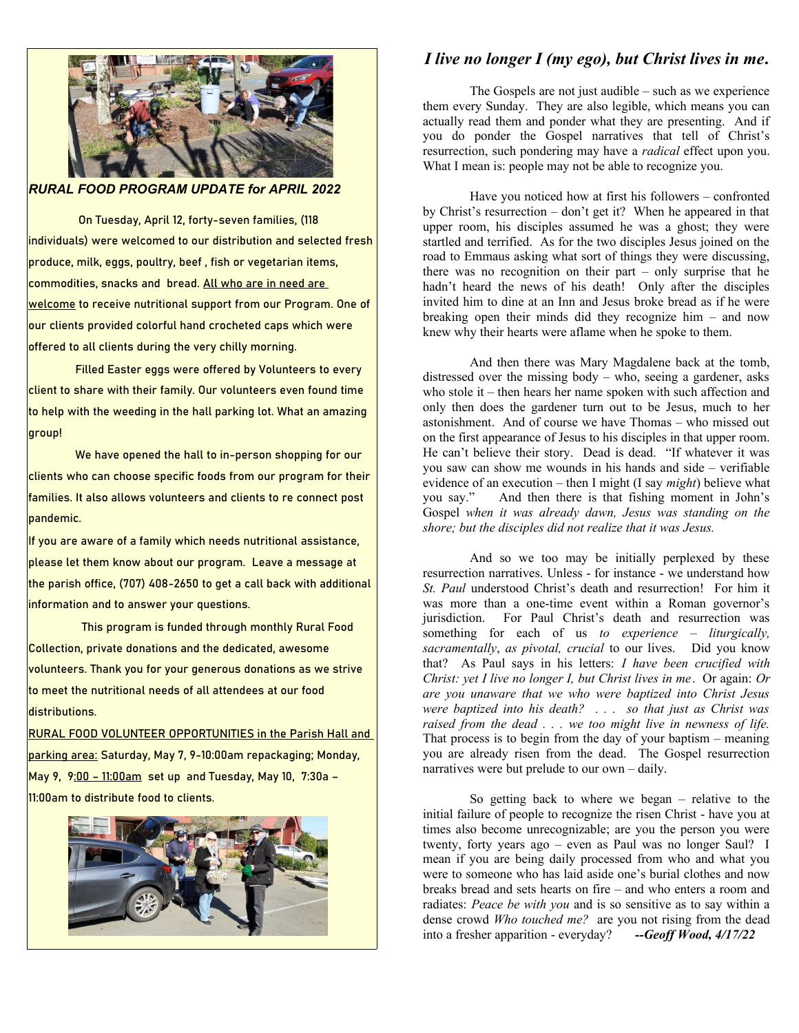## *RURAL FOOD PROGRAM UPDATE for APRIL 2022*

On Tuesday, April 12, forty-seven families, (118 individuals) were welcomed to our distribution and selected fresh produce, milk, eggs, poultry, beef , fish or vegetarian items, commodities, snacks and bread. All who are in need are welcome to receive nutritional support from our Program. One of our clients provided colorful hand crocheted caps which were offered to all clients during the very chilly morning.

Filled Easter eggs were offered by Volunteers to every client to share with their family. Our volunteers even found time to help with the weeding in the hall parking lot. What an amazing group!

We have opened the hall to in-person shopping for our clients who can choose specific foods from our program for their families. It also allows volunteers and clients to re connect post pandemic.

If you are aware of a family which needs nutritional assistance, please let them know about our program. Leave a message at the parish office, (707) 408-2650 to get a call back with additional information and to answer your questions.

This program is funded through monthly Rural Food Collection, private donations and the dedicated, awesome volunteers. Thank you for your generous donations as we strive to meet the nutritional needs of all attendees at our food distributions.

RURAL FOOD VOLUNTEER OPPORTUNITIES in the Parish Hall and parking area: Saturday, May 7, 9-10:00am repackaging; Monday, May 9, 9:00 – 11:00am set up and Tuesday, May 10, 7:30a – 11:00am to distribute food to clients.

## *I live no longer I (my ego), but Christ lives in me.*

The Gospels are not just audible – such as we experience them every Sunday. They are also legible, which means you can actually read them and ponder what they are presenting. And if you do ponder the Gospel narratives that tell of Christ's resurrection, such pondering may have a *radical* effect upon you. What I mean is: people may not be able to recognize you.

Have you noticed how at first his followers – confronted by Christ's resurrection – don't get it? When he appeared in that upper room, his disciples assumed he was a ghost; they were startled and terrified. As for the two disciples Jesus joined on the road to Emmaus asking what sort of things they were discussing, there was no recognition on their part – only surprise that he hadn't heard the news of his death! Only after the disciples invited him to dine at an Inn and Jesus broke bread as if he were breaking open their minds did they recognize him – and now knew why their hearts were aflame when he spoke to them.

And then there was Mary Magdalene back at the tomb, distressed over the missing body – who, seeing a gardener, asks who stole it – then hears her name spoken with such affection and only then does the gardener turn out to be Jesus, much to her astonishment. And of course we have Thomas – who missed out on the first appearance of Jesus to his disciples in that upper room. He can't believe their story. Dead is dead. "If whatever it was you saw can show me wounds in his hands and side – verifiable evidence of an execution – then I might (I say *might*) believe what you say." And then there is that fishing moment in John's Gospel *when it was already dawn, Jesus was standing on the shore; but the disciples did not realize that it was Jesus.*

And so we too may be initially perplexed by these resurrection narratives. Unless - for instance - we understand how *St. Paul* understood Christ's death and resurrection! For him it was more than a one-time event within a Roman governor's jurisdiction. For Paul Christ's death and resurrection was something for each of us *to experience – liturgically, sacramentally*, *as pivotal, crucial* to our lives. Did you know that? As Paul says in his letters: *I have been crucified with Christ: yet I live no longer I, but Christ lives in me*. Or again: *Or are you unaware that we who were baptized into Christ Jesus were baptized into his death? . . . so that just as Christ was raised from the dead . . . we too might live in newness of life.* That process is to begin from the day of your baptism – meaning you are already risen from the dead. The Gospel resurrection narratives were but prelude to our own – daily.

So getting back to where we began – relative to the initial failure of people to recognize the risen Christ - have you at times also become unrecognizable; are you the person you were twenty, forty years ago – even as Paul was no longer Saul? I mean if you are being daily processed from who and what you were to someone who has laid aside one's burial clothes and now breaks bread and sets hearts on fire – and who enters a room and radiates: *Peace be with you* and is so sensitive as to say within a dense crowd *Who touched me?* are you not rising from the dead into a fresher apparition - everyday? ***--Geoff Wood, 4/17/22***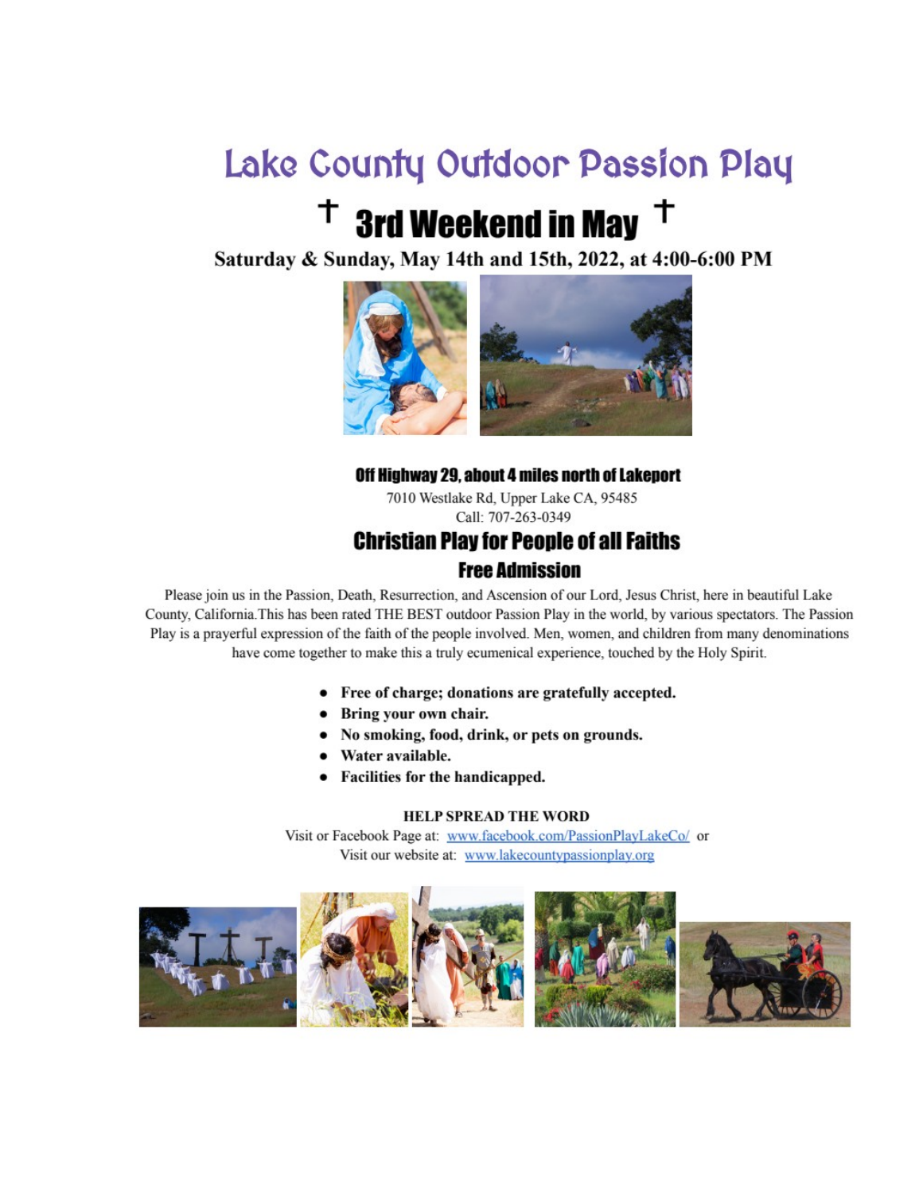# Lake County Outdoor Passion Play

## † 3rd Weekend in May †

**Saturday & Sunday, May 14th and 15th, 2022, at 4:00-6:00 PM**

### Off Highway 29, about 4 miles north of Lakeport

7010 Westlake Rd, Upper Lake CA, 95485
Call: 707-263-0349

## Christian Play for People of all Faiths

### Free Admission

Please join us in the Passion, Death, Resurrection, and Ascension of our Lord, Jesus Christ, here in beautiful Lake County, California.This has been rated THE BEST outdoor Passion Play in the world, by various spectators. The Passion Play is a prayerful expression of the faith of the people involved. Men, women, and children from many denominations have come together to make this a truly ecumenical experience, touched by the Holy Spirit.

- **Free of charge; donations are gratefully accepted.**
- **Bring your own chair.**
- **No smoking, food, drink, or pets on grounds.**
- **Water available.**
- **Facilities for the handicapped.**

**HELP SPREAD THE WORD**

Visit or Facebook Page at: [www.facebook.com/PassionPlayLakeCo/](www.facebook.com/PassionPlayLakeCo/) or
Visit our website at: [www.lakecountypassionplay.org](www.lakecountypassionplay.org)